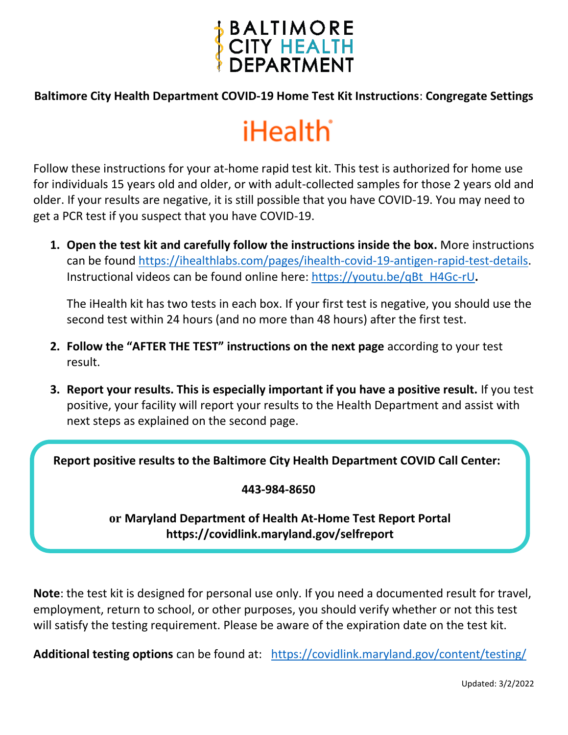# BALTIMORE CITY HEALTH DEPARTMENT

**Baltimore City Health Department COVID-19 Home Test Kit Instructions**: **Congregate Settings**

## iHealth

Follow these instructions for your at-home rapid test kit. This test is authorized for home use for individuals 15 years old and older, or with adult-collected samples for those 2 years old and older. If your results are negative, it is still possible that you have COVID-19. You may need to get a PCR test if you suspect that you have COVID-19.

1. **Open the test kit and carefully follow the instructions inside the box.** More instructions can be found https://ihealthlabs.com/pages/ihealth-covid-19-antigen-rapid-test-details. Instructional videos can be found online here: https://youtu.be/qBt_H4Gc-rU**.**

   The iHealth kit has two tests in each box. If your first test is negative, you should use the second test within 24 hours (and no more than 48 hours) after the first test.

2. **Follow the "AFTER THE TEST" instructions on the next page** according to your test result.

3. **Report your results. This is especially important if you have a positive result.** If you test positive, your facility will report your results to the Health Department and assist with next steps as explained on the second page.

**Report positive results to the Baltimore City Health Department COVID Call Center:**

**443-984-8650**

**or Maryland Department of Health At-Home Test Report Portal**
**https://covidlink.maryland.gov/selfreport**

**Note**: the test kit is designed for personal use only. If you need a documented result for travel, employment, return to school, or other purposes, you should verify whether or not this test will satisfy the testing requirement. Please be aware of the expiration date on the test kit.

**Additional testing options** can be found at: https://covidlink.maryland.gov/content/testing/

Updated: 3/2/2022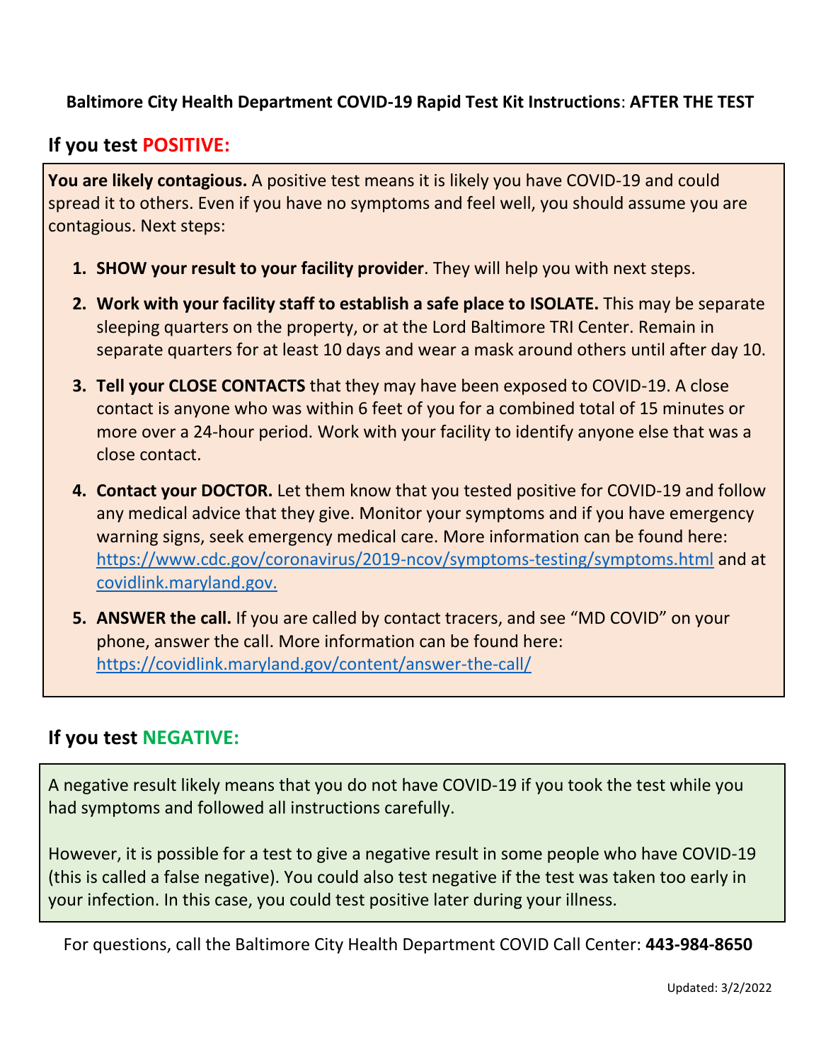**Baltimore City Health Department COVID-19 Rapid Test Kit Instructions**: **AFTER THE TEST**

## If you test POSITIVE:

**You are likely contagious.** A positive test means it is likely you have COVID-19 and could spread it to others. Even if you have no symptoms and feel well, you should assume you are contagious. Next steps:

1. **SHOW your result to your facility provider**. They will help you with next steps.
2. **Work with your facility staff to establish a safe place to ISOLATE.** This may be separate sleeping quarters on the property, or at the Lord Baltimore TRI Center. Remain in separate quarters for at least 10 days and wear a mask around others until after day 10.
3. **Tell your CLOSE CONTACTS** that they may have been exposed to COVID-19. A close contact is anyone who was within 6 feet of you for a combined total of 15 minutes or more over a 24-hour period. Work with your facility to identify anyone else that was a close contact.
4. **Contact your DOCTOR.** Let them know that you tested positive for COVID-19 and follow any medical advice that they give. Monitor your symptoms and if you have emergency warning signs, seek emergency medical care. More information can be found here: https://www.cdc.gov/coronavirus/2019-ncov/symptoms-testing/symptoms.html and at covidlink.maryland.gov.
5. **ANSWER the call.** If you are called by contact tracers, and see "MD COVID" on your phone, answer the call. More information can be found here: https://covidlink.maryland.gov/content/answer-the-call/

## If you test NEGATIVE:

A negative result likely means that you do not have COVID-19 if you took the test while you had symptoms and followed all instructions carefully.

However, it is possible for a test to give a negative result in some people who have COVID-19 (this is called a false negative). You could also test negative if the test was taken too early in your infection. In this case, you could test positive later during your illness.

For questions, call the Baltimore City Health Department COVID Call Center: **443-984-8650**

Updated: 3/2/2022